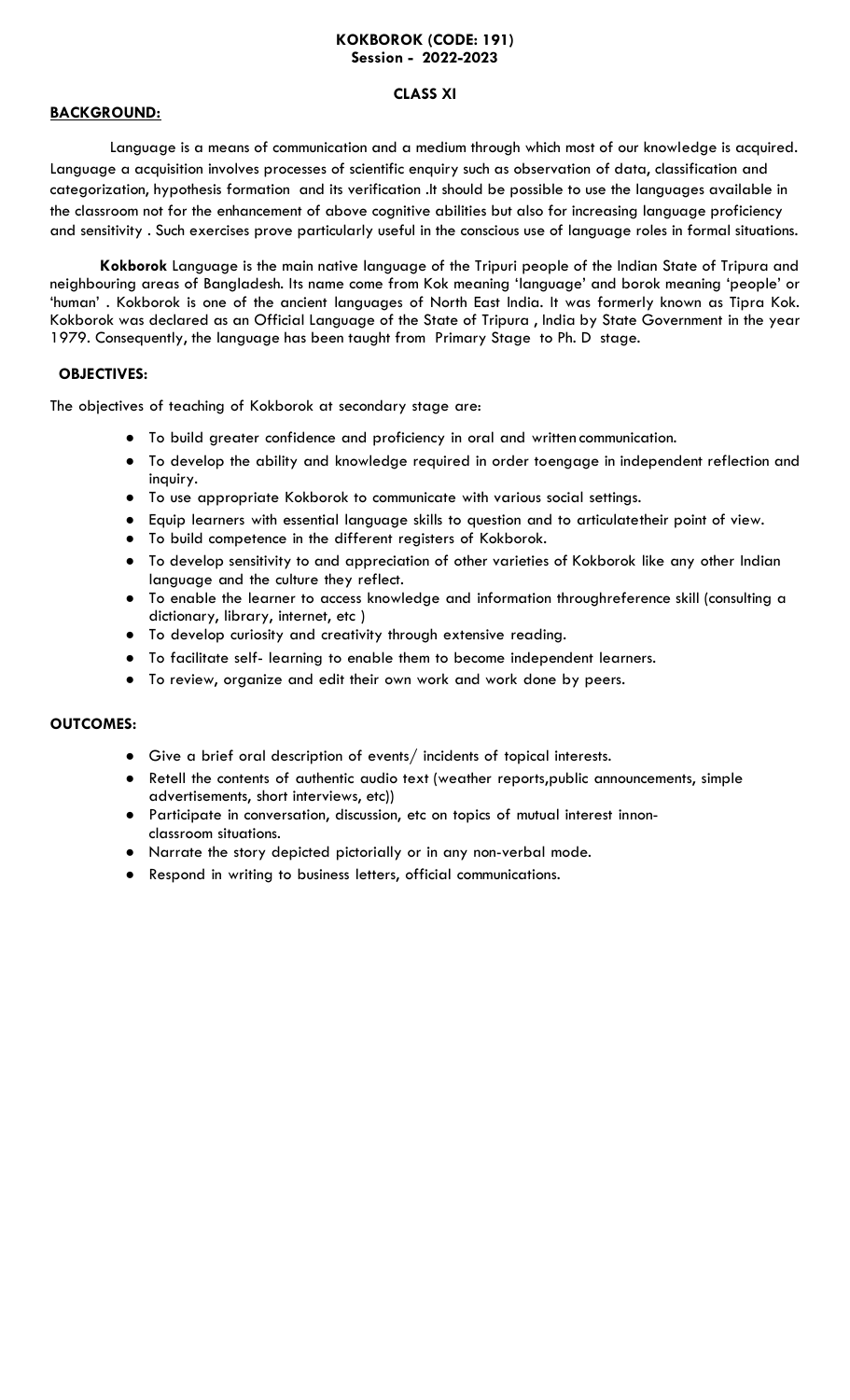# KOKBOROK (CODE: 191)
## Session - 2022-2023

### CLASS XI

**BACKGROUND:**

Language is a means of communication and a medium through which most of our knowledge is acquired. Language a acquisition involves processes of scientific enquiry such as observation of data, classification and categorization, hypothesis formation and its verification .It should be possible to use the languages available in the classroom not for the enhancement of above cognitive abilities but also for increasing language proficiency and sensitivity . Such exercises prove particularly useful in the conscious use of language roles in formal situations.

**Kokborok** Language is the main native language of the Tripuri people of the Indian State of Tripura and neighbouring areas of Bangladesh. Its name come from Kok meaning 'language' and borok meaning 'people' or 'human' . Kokborok is one of the ancient languages of North East India. It was formerly known as Tipra Kok. Kokborok was declared as an Official Language of the State of Tripura , India by State Government in the year 1979. Consequently, the language has been taught from Primary Stage to Ph. D stage.

**OBJECTIVES:**

The objectives of teaching of Kokborok at secondary stage are:

- To build greater confidence and proficiency in oral and written communication.
- To develop the ability and knowledge required in order toengage in independent reflection and inquiry.
- To use appropriate Kokborok to communicate with various social settings.
- Equip learners with essential language skills to question and to articulatetheir point of view.
- To build competence in the different registers of Kokborok.
- To develop sensitivity to and appreciation of other varieties of Kokborok like any other Indian language and the culture they reflect.
- To enable the learner to access knowledge and information throughreference skill (consulting a dictionary, library, internet, etc )
- To develop curiosity and creativity through extensive reading.
- To facilitate self- learning to enable them to become independent learners.
- To review, organize and edit their own work and work done by peers.

**OUTCOMES:**

- Give a brief oral description of events/ incidents of topical interests.
- Retell the contents of authentic audio text (weather reports,public announcements, simple advertisements, short interviews, etc))
- Participate in conversation, discussion, etc on topics of mutual interest innon-classroom situations.
- Narrate the story depicted pictorially or in any non-verbal mode.
- Respond in writing to business letters, official communications.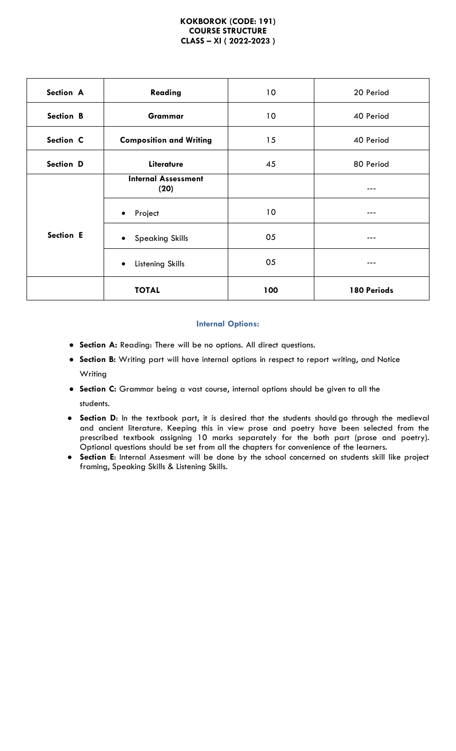**KOKBOROK (CODE: 191)**
**COURSE STRUCTURE**
**CLASS – XI ( 2022-2023 )**

| | | | |
|---|---|---|---|
| **Section A** | **Reading** | 10 | 20 Period |
| **Section B** | **Grammar** | 10 | 40 Period |
| **Section C** | **Composition and Writing** | 15 | 40 Period |
| **Section D** | **Literature** | 45 | 80 Period |
| **Section E** | **Internal Assessment (20)** | | --- |
| | • Project | 10 | --- |
| | • Speaking Skills | 05 | --- |
| | • Listening Skills | 05 | --- |
| | **TOTAL** | **100** | **180 Periods** |

**Internal Options:**

- **Section A:** Reading: There will be no options. All direct questions.
- **Section B:** Writing part will have internal options in respect to report writing, and Notice Writing
- **Section C:** Grammar being a vast course, internal options should be given to all the students.
- **Section D**: In the textbook part, it is desired that the students should go through the medieval and ancient literature. Keeping this in view prose and poetry have been selected from the prescribed textbook assigning 10 marks separately for the both part (prose and poetry). Optional questions should be set from all the chapters for convenience of the learners.
- **Section E**: Internal Assesment will be done by the school concerned on students skill like project framing, Speaking Skills & Listening Skills.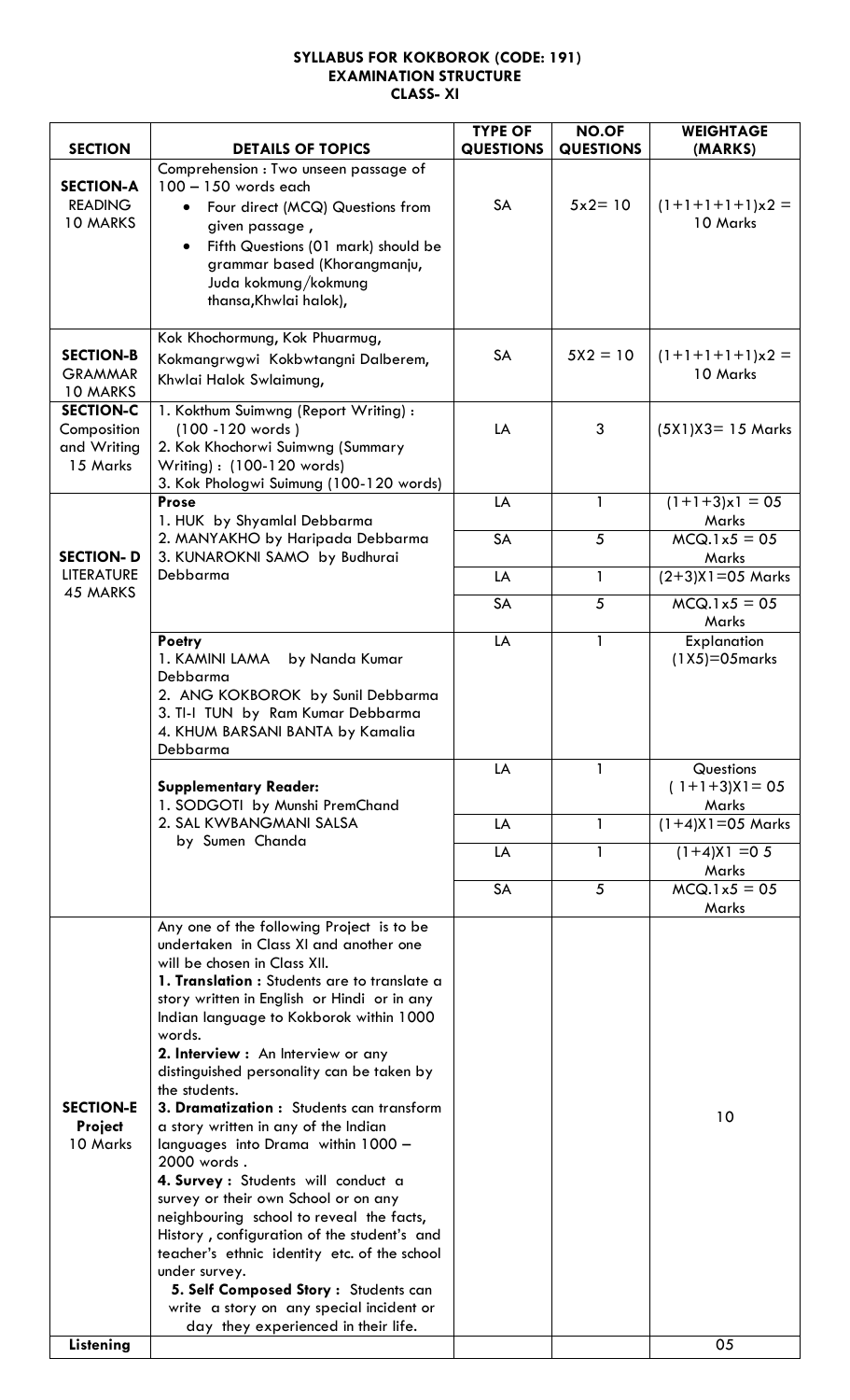**SYLLABUS FOR KOKBOROK (CODE: 191)**
**EXAMINATION STRUCTURE**
**CLASS- XI**

| SECTION | DETAILS OF TOPICS | TYPE OF QUESTIONS | NO.OF QUESTIONS | WEIGHTAGE (MARKS) |
|---|---|---|---|---|
| **SECTION-A READING 10 MARKS** | Comprehension : Two unseen passage of 100 – 150 words each<br>• Four direct (MCQ) Questions from given passage ,<br>• Fifth Questions (01 mark) should be grammar based (Khorangmanju, Juda kokmung/kokmung thansa,Khwlai halok), | SA | 5x2= 10 | (1+1+1+1+1)x2 = 10 Marks |
| **SECTION-B GRAMMAR 10 MARKS** | Kok Khochormung, Kok Phuarmug, Kokmangrwgwi Kokbwtangni Dalberem, Khwlai Halok Swlaimung, | SA | 5X2 = 10 | (1+1+1+1+1)x2 = 10 Marks |
| **SECTION-C Composition and Writing 15 Marks** | 1. Kokthum Suimwng (Report Writing) : (100 -120 words )<br>2. Kok Khochorwi Suimwng (Summary Writing) : (100-120 words)<br>3. Kok Phologwi Suimung (100-120 words) | LA | 3 | (5X1)X3= 15 Marks |
| **SECTION- D LITERATURE 45 MARKS** | **Prose**<br>1. HUK by Shyamlal Debbarma<br>2. MANYAKHO by Haripada Debbarma<br>3. KUNAROKNI SAMO by Budhurai Debbarma | LA | 1 | (1+1+3)x1 = 05 Marks |
| | | SA | 5 | MCQ.1x5 = 05 Marks |
| | | LA | 1 | (2+3)X1=05 Marks |
| | | SA | 5 | MCQ.1x5 = 05 Marks |
| | **Poetry**<br>1. KAMINI LAMA by Nanda Kumar Debbarma<br>2. ANG KOKBOROK by Sunil Debbarma<br>3. TI-I TUN by Ram Kumar Debbarma<br>4. KHUM BARSANI BANTA by Kamalia Debbarma | LA | 1 | Explanation (1X5)=05marks |
| | **Supplementary Reader:**<br>1. SODGOTI by Munshi PremChand<br>2. SAL KWBANGMANI SALSA by Sumen Chanda | LA | 1 | Questions ( 1+1+3)X1= 05 Marks |
| | | LA | 1 | (1+4)X1=05 Marks |
| | | LA | 1 | (1+4)X1 =0 5 Marks |
| | | SA | 5 | MCQ.1x5 = 05 Marks |
| **SECTION-E Project 10 Marks** | Any one of the following Project is to be undertaken in Class XI and another one will be chosen in Class XII.<br>**1. Translation :** Students are to translate a story written in English or Hindi or in any Indian language to Kokborok within 1000 words.<br>**2. Interview :** An Interview or any distinguished personality can be taken by the students.<br>**3. Dramatization :** Students can transform a story written in any of the Indian languages into Drama within 1000 – 2000 words .<br>**4. Survey :** Students will conduct a survey or their own School or on any neighbouring school to reveal the facts, History , configuration of the student's and teacher's ethnic identity etc. of the school under survey.<br>**5. Self Composed Story :** Students can write a story on any special incident or day they experienced in their life. | | | 10 |
| **Listening** | | | | 05 |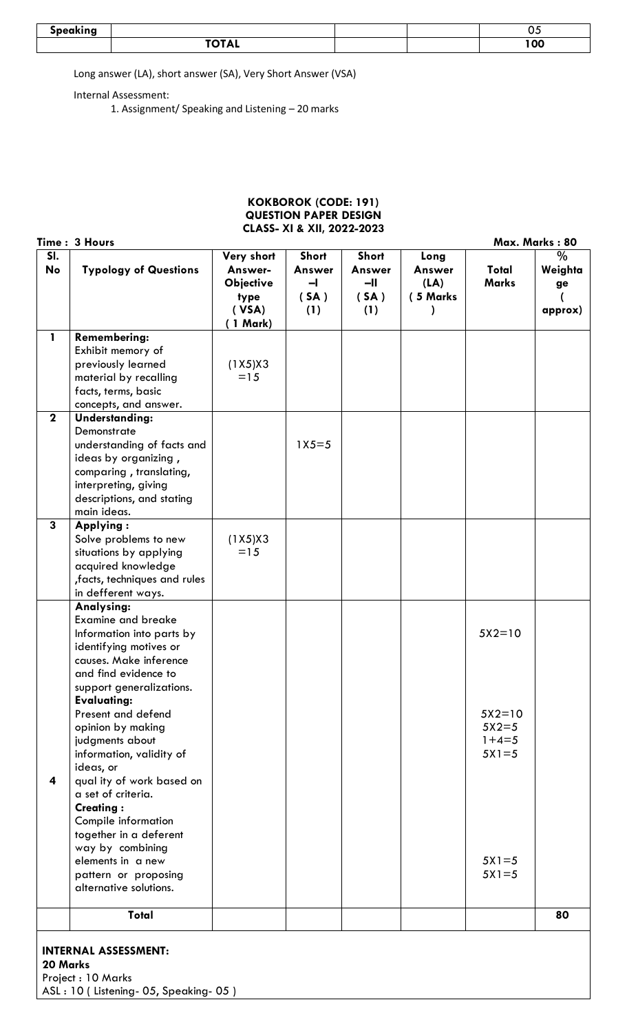| Speaking | | | | 05 |
|---|---|---|---|---|
| | **TOTAL** | | | **100** |

Long answer (LA), short answer (SA), Very Short Answer (VSA)

Internal Assessment:

1. Assignment/ Speaking and Listening – 20 marks

**KOKBOROK (CODE: 191)**
**QUESTION PAPER DESIGN**
**CLASS- XI & XII, 2022-2023**

**Time : 3 Hours** **Max. Marks : 80**

| Sl. No | Typology of Questions | Very short Answer-Objective type (VSA) (1 Mark) | Short Answer –I (SA) (1) | Short Answer –II (SA) (1) | Long Answer (LA) (5 Marks) | Total Marks | % Weightage (approx) |
|---|---|---|---|---|---|---|---|
| 1 | **Remembering:** Exhibit memory of previously learned material by recalling facts, terms, basic concepts, and answer. | (1X5)X3 =15 | | | | | |
| 2 | **Understanding:** Demonstrate understanding of facts and ideas by organizing , comparing , translating, interpreting, giving descriptions, and stating main ideas. | | 1X5=5 | | | | |
| 3 | **Applying :** Solve problems to new situations by applying acquired knowledge ,facts, techniques and rules in defferent ways. | (1X5)X3 =15 | | | | | |
| 4 | **Analysing:** Examine and breake Information into parts by identifying motives or causes. Make inference and find evidence to support generalizations. **Evaluating:** Present and defend opinion by making judgments about information, validity of ideas, or qual ity of work based on a set of criteria. **Creating :** Compile information together in a deferent way by combining elements in a new pattern or proposing alternative solutions. | | | | | 5X2=10 5X2=10 5X2=5 1+4=5 5X1=5 5X1=5 5X1=5 | |
| | **Total** | | | | | | **80** |

**INTERNAL ASSESSMENT:**
**20 Marks**
Project : 10 Marks
ASL : 10 ( Listening- 05, Speaking- 05 )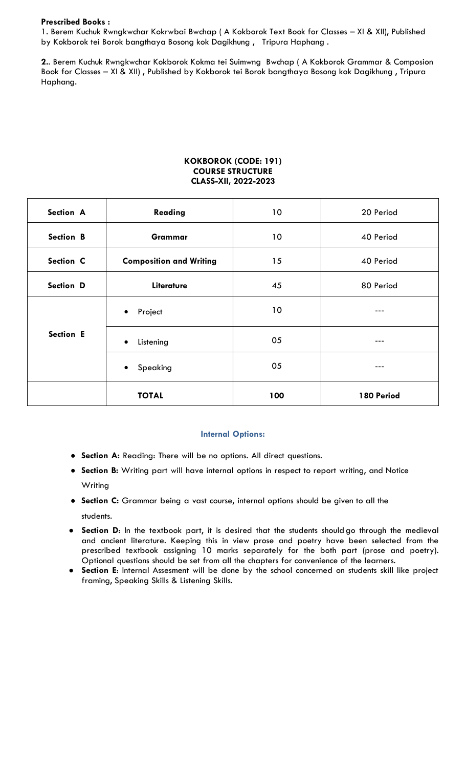**Prescribed Books :**

1. Berem Kuchuk Rwngkwchar Kokrwbai Bwchap ( A Kokborok Text Book for Classes – XI & XII), Published by Kokborok tei Borok bangthaya Bosong kok Dagikhung , Tripura Haphang .

**2.**. Berem Kuchuk Rwngkwchar Kokborok Kokma tei Suimwng Bwchap ( A Kokborok Grammar & Composion Book for Classes – XI & XII) , Published by Kokborok tei Borok bangthaya Bosong kok Dagikhung , Tripura Haphang.

**KOKBOROK (CODE: 191)**
**COURSE STRUCTURE**
**CLASS-XII, 2022-2023**

| **Section A** | **Reading** | 10 | 20 Period |
|---|---|---|---|
| **Section B** | **Grammar** | 10 | 40 Period |
| **Section C** | **Composition and Writing** | 15 | 40 Period |
| **Section D** | **Literature** | 45 | 80 Period |
| **Section E** | • Project | 10 | --- |
| | • Listening | 05 | --- |
| | • Speaking | 05 | --- |
| | **TOTAL** | **100** | **180 Period** |

**Internal Options:**

- **Section A:** Reading: There will be no options. All direct questions.
- **Section B:** Writing part will have internal options in respect to report writing, and Notice Writing
- **Section C:** Grammar being a vast course, internal options should be given to all the students.
- **Section D**: In the textbook part, it is desired that the students should go through the medieval and ancient literature. Keeping this in view prose and poetry have been selected from the prescribed textbook assigning 10 marks separately for the both part (prose and poetry). Optional questions should be set from all the chapters for convenience of the learners.
- **Section E**: Internal Assesment will be done by the school concerned on students skill like project framing, Speaking Skills & Listening Skills.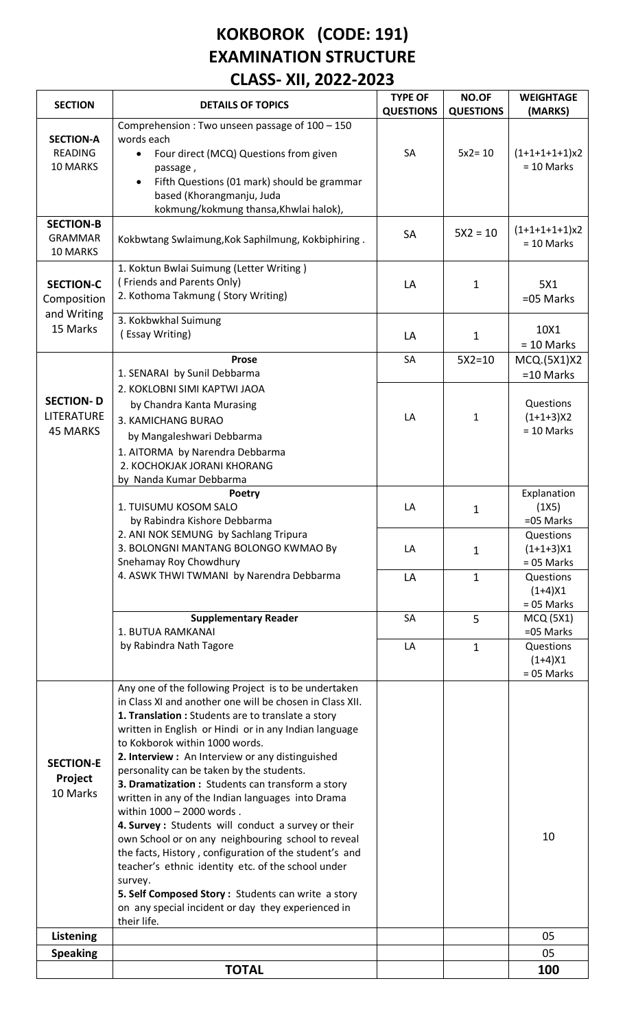# KOKBOROK (CODE: 191)
# EXAMINATION STRUCTURE
# CLASS- XII, 2022-2023

| SECTION | DETAILS OF TOPICS | TYPE OF QUESTIONS | NO.OF QUESTIONS | WEIGHTAGE (MARKS) |
|---|---|---|---|---|
| **SECTION-A** READING 10 MARKS | Comprehension : Two unseen passage of 100 – 150 words each<br>• Four direct (MCQ) Questions from given passage ,<br>• Fifth Questions (01 mark) should be grammar based (Khorangmanju, Juda kokmung/kokmung thansa,Khwlai halok), | SA | 5x2= 10 | (1+1+1+1+1)x2 = 10 Marks |
| **SECTION-B** GRAMMAR 10 MARKS | Kokbwtang Swlaimung,Kok Saphilmung, Kokbiphiring . | SA | 5X2 = 10 | (1+1+1+1+1)x2 = 10 Marks |
| **SECTION-C** Composition and Writing 15 Marks | 1. Koktun Bwlai Suimung (Letter Writing )<br>( Friends and Parents Only)<br>2. Kothoma Takmung ( Story Writing) | LA | 1 | 5X1 =05 Marks |
| | 3. Kokbwkhal Suimung<br>( Essay Writing) | LA | 1 | 10X1 = 10 Marks |
| **SECTION- D** LITERATURE 45 MARKS | **Prose**<br>1. SENARAI by Sunil Debbarma | SA | 5X2=10 | MCQ.(5X1)X2 =10 Marks |
| | 2. KOKLOBNI SIMI KAPTWI JAOA by Chandra Kanta Murasing<br>3. KAMICHANG BURAO by Mangaleshwari Debbarma<br>1. AITORMA by Narendra Debbarma<br>2. KOCHOKJAK JORANI KHORANG by Nanda Kumar Debbarma | LA | 1 | Questions (1+1+3)X2 = 10 Marks |
| | **Poetry**<br>1. TUISUMU KOSOM SALO by Rabindra Kishore Debbarma | LA | 1 | Explanation (1X5) =05 Marks |
| | 2. ANI NOK SEMUNG by Sachlang Tripura<br>3. BOLONGNI MANTANG BOLONGO KWMAO By Snehamay Roy Chowdhury | LA | 1 | Questions (1+1+3)X1 = 05 Marks |
| | 4. ASWK THWI TWMANI by Narendra Debbarma | LA | 1 | Questions (1+4)X1 = 05 Marks |
| | **Supplementary Reader**<br>1. BUTUA RAMKANAI by Rabindra Nath Tagore | SA | 5 | MCQ (5X1) =05 Marks |
| | | LA | 1 | Questions (1+4)X1 = 05 Marks |
| **SECTION-E** Project 10 Marks | Any one of the following Project is to be undertaken in Class XI and another one will be chosen in Class XII.<br>**1. Translation :** Students are to translate a story written in English or Hindi or in any Indian language to Kokborok within 1000 words.<br>**2. Interview :** An Interview or any distinguished personality can be taken by the students.<br>**3. Dramatization :** Students can transform a story written in any of the Indian languages into Drama within 1000 – 2000 words .<br>**4. Survey :** Students will conduct a survey or their own School or on any neighbouring school to reveal the facts, History , configuration of the student's and teacher's ethnic identity etc. of the school under survey.<br>**5. Self Composed Story :** Students can write a story on any special incident or day they experienced in their life. | | | 10 |
| **Listening** | | | | 05 |
| **Speaking** | | | | 05 |
| | **TOTAL** | | | **100** |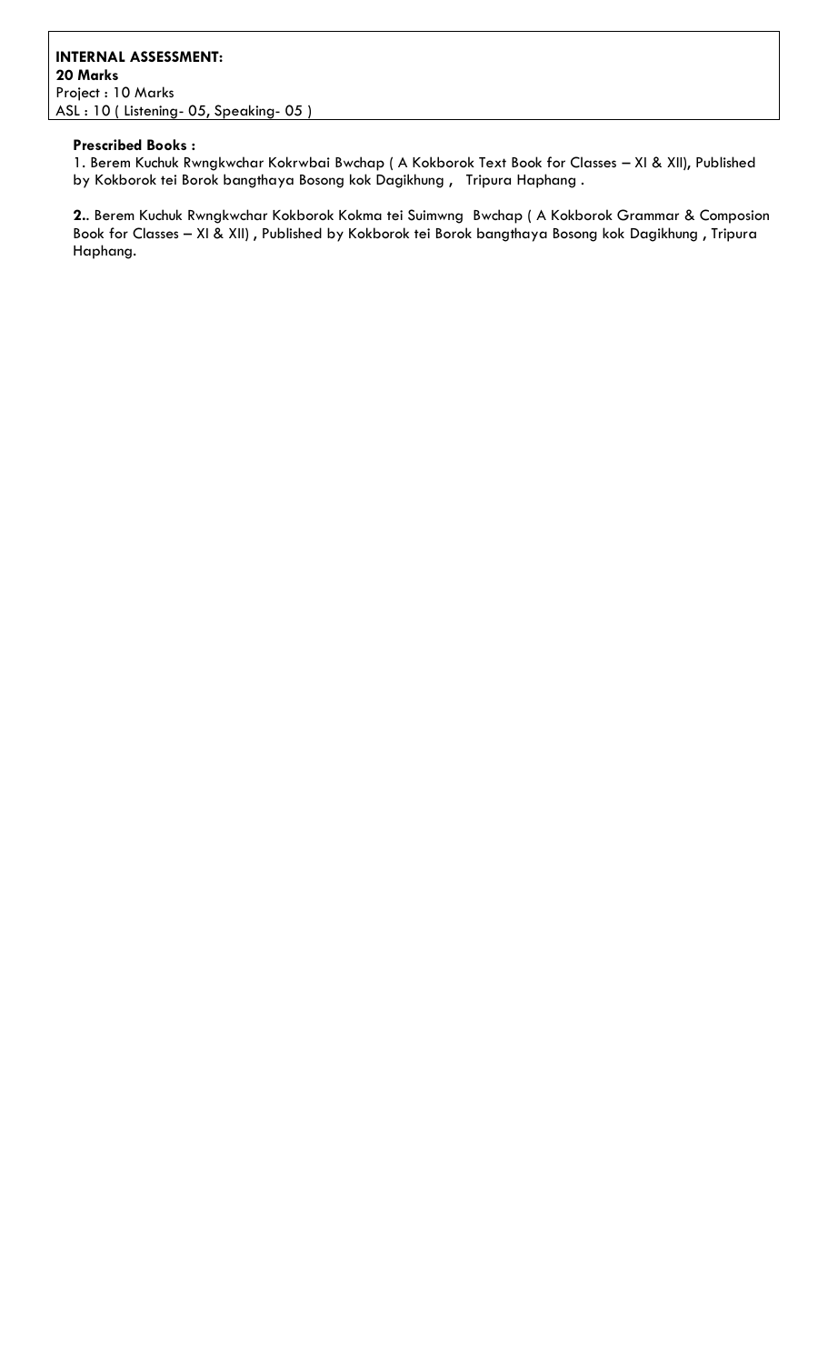**INTERNAL ASSESSMENT:**
**20 Marks**
Project : 10 Marks
ASL : 10 ( Listening- 05, Speaking- 05 )

**Prescribed Books :**

1. Berem Kuchuk Rwngkwchar Kokrwbai Bwchap ( A Kokborok Text Book for Classes – XI & XII), Published by Kokborok tei Borok bangthaya Bosong kok Dagikhung , Tripura Haphang .

**2.**. Berem Kuchuk Rwngkwchar Kokborok Kokma tei Suimwng Bwchap ( A Kokborok Grammar & Composion Book for Classes – XI & XII) , Published by Kokborok tei Borok bangthaya Bosong kok Dagikhung , Tripura Haphang.